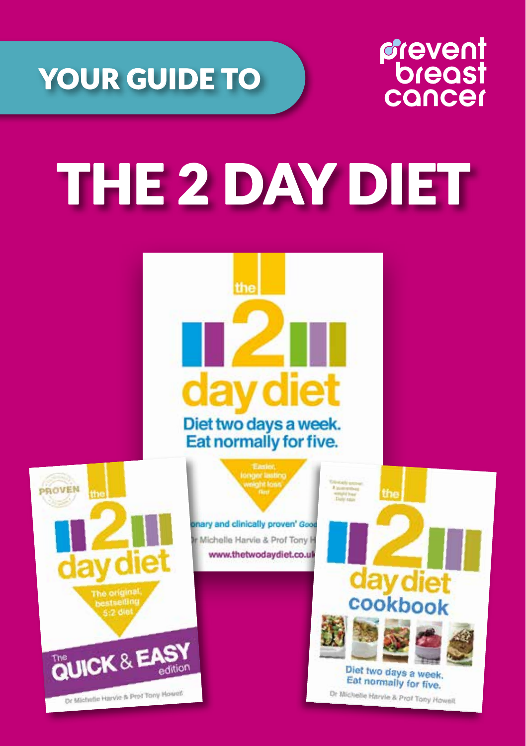YOUR GUIDE TO

prevent breast cancer

# THE 2 DAY DIET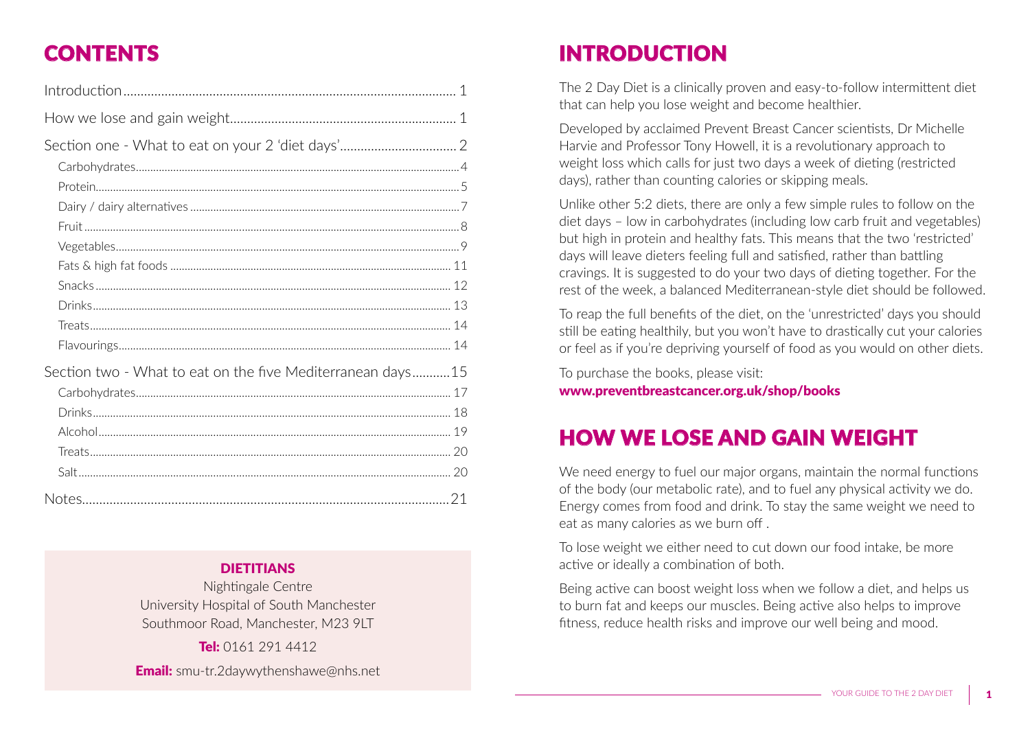# CONTENTS

| | |
|---|---|
| Introduction | 1 |
| How we lose and gain weight | 1 |
| Section one - What to eat on your 2 'diet days' | 2 |
| Carbohydrates | 4 |
| Protein | 5 |
| Dairy / dairy alternatives | 7 |
| Fruit | 8 |
| Vegetables | 9 |
| Fats & high fat foods | 11 |
| Snacks | 12 |
| Drinks | 13 |
| Treats | 14 |
| Flavourings | 14 |
| Section two - What to eat on the five Mediterranean days | 15 |
| Carbohydrates | 17 |
| Drinks | 18 |
| Alcohol | 19 |
| Treats | 20 |
| Salt | 20 |
| Notes | 21 |

**DIETITIANS**

Nightingale Centre
University Hospital of South Manchester
Southmoor Road, Manchester, M23 9LT

**Tel:** 0161 291 4412

**Email:** smu-tr.2daywythenshawe@nhs.net

# INTRODUCTION

The 2 Day Diet is a clinically proven and easy-to-follow intermittent diet that can help you lose weight and become healthier.

Developed by acclaimed Prevent Breast Cancer scientists, Dr Michelle Harvie and Professor Tony Howell, it is a revolutionary approach to weight loss which calls for just two days a week of dieting (restricted days), rather than counting calories or skipping meals.

Unlike other 5:2 diets, there are only a few simple rules to follow on the diet days – low in carbohydrates (including low carb fruit and vegetables) but high in protein and healthy fats. This means that the two 'restricted' days will leave dieters feeling full and satisfied, rather than battling cravings. It is suggested to do your two days of dieting together. For the rest of the week, a balanced Mediterranean-style diet should be followed.

To reap the full benefits of the diet, on the 'unrestricted' days you should still be eating healthily, but you won't have to drastically cut your calories or feel as if you're depriving yourself of food as you would on other diets.

To purchase the books, please visit:
**www.preventbreastcancer.org.uk/shop/books**

# HOW WE LOSE AND GAIN WEIGHT

We need energy to fuel our major organs, maintain the normal functions of the body (our metabolic rate), and to fuel any physical activity we do. Energy comes from food and drink. To stay the same weight we need to eat as many calories as we burn off .

To lose weight we either need to cut down our food intake, be more active or ideally a combination of both.

Being active can boost weight loss when we follow a diet, and helps us to burn fat and keeps our muscles. Being active also helps to improve fitness, reduce health risks and improve our well being and mood.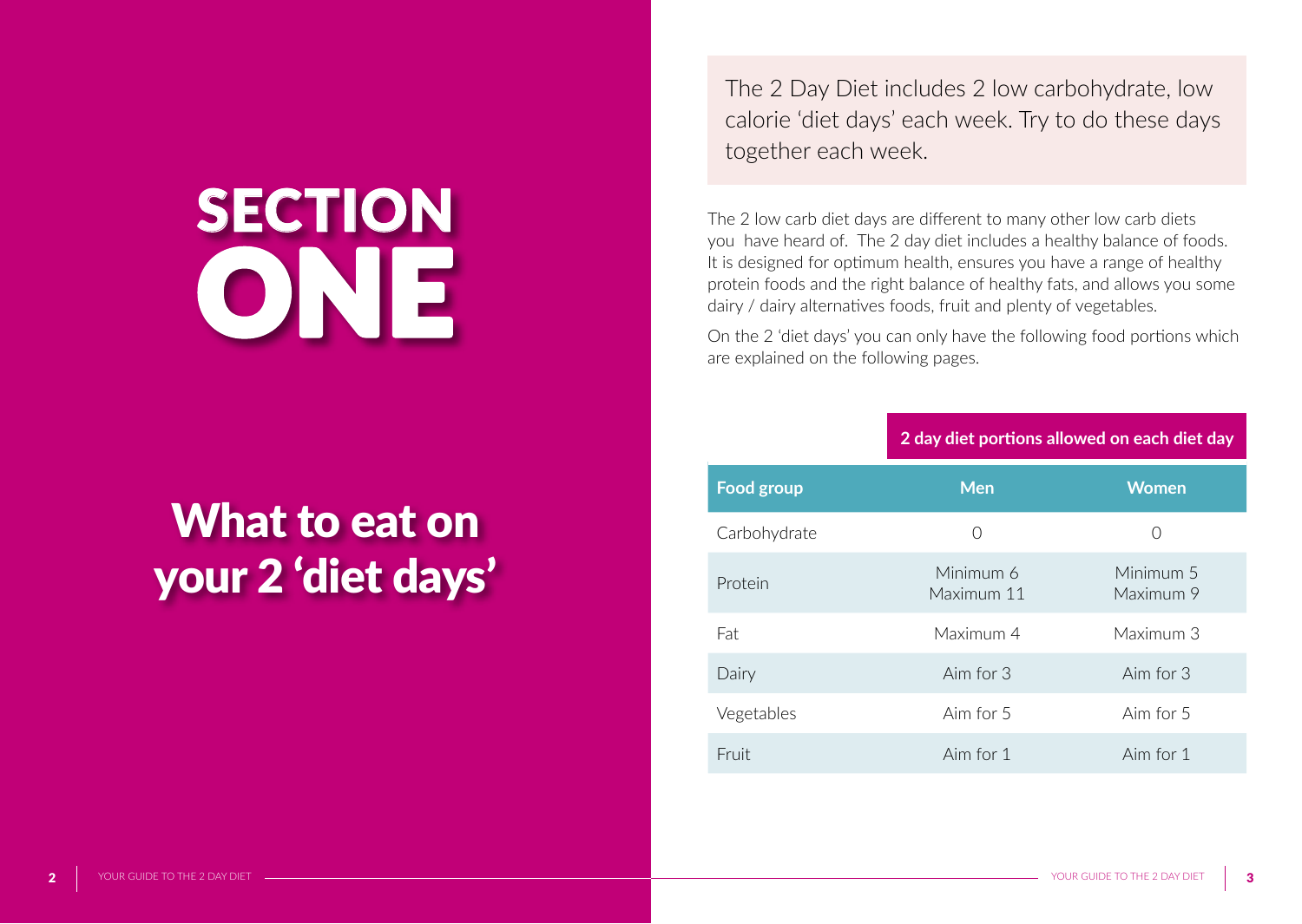# SECTION ONE

## What to eat on your 2 'diet days'

The 2 Day Diet includes 2 low carbohydrate, low calorie 'diet days' each week. Try to do these days together each week.

The 2 low carb diet days are different to many other low carb diets you have heard of. The 2 day diet includes a healthy balance of foods. It is designed for optimum health, ensures you have a range of healthy protein foods and the right balance of healthy fats, and allows you some dairy / dairy alternatives foods, fruit and plenty of vegetables.

On the 2 'diet days' you can only have the following food portions which are explained on the following pages.

| | 2 day diet portions allowed on each diet day | |
|---|---|---|
| **Food group** | **Men** | **Women** |
| Carbohydrate | 0 | 0 |
| Protein | Minimum 6<br>Maximum 11 | Minimum 5<br>Maximum 9 |
| Fat | Maximum 4 | Maximum 3 |
| Dairy | Aim for 3 | Aim for 3 |
| Vegetables | Aim for 5 | Aim for 5 |
| Fruit | Aim for 1 | Aim for 1 |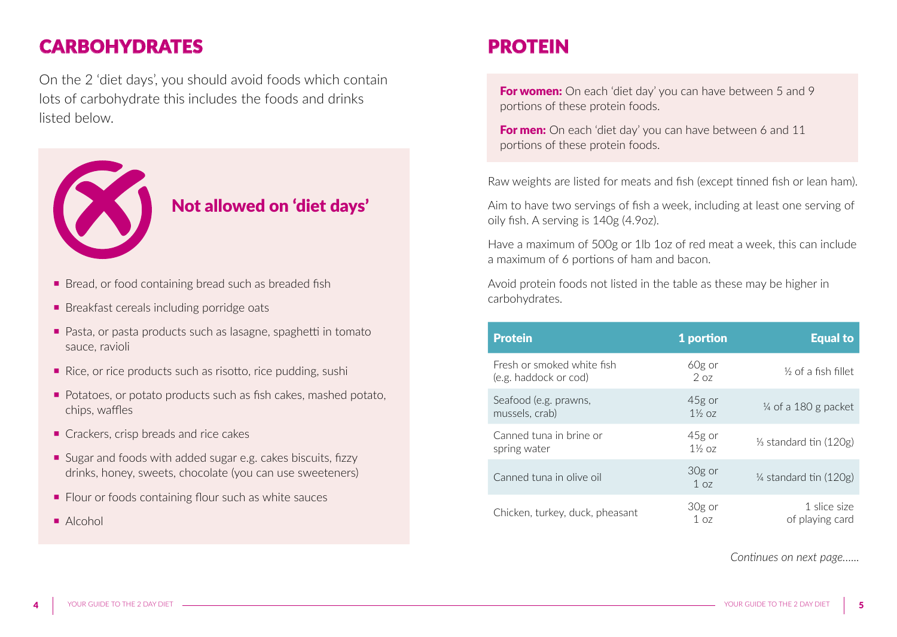## CARBOHYDRATES

On the 2 'diet days', you should avoid foods which contain lots of carbohydrate this includes the foods and drinks listed below.

### Not allowed on 'diet days'

- Bread, or food containing bread such as breaded fish
- Breakfast cereals including porridge oats
- Pasta, or pasta products such as lasagne, spaghetti in tomato sauce, ravioli
- Rice, or rice products such as risotto, rice pudding, sushi
- Potatoes, or potato products such as fish cakes, mashed potato, chips, waffles
- Crackers, crisp breads and rice cakes
- Sugar and foods with added sugar e.g. cakes biscuits, fizzy drinks, honey, sweets, chocolate (you can use sweeteners)
- Flour or foods containing flour such as white sauces
- Alcohol

## PROTEIN

**For women:** On each 'diet day' you can have between 5 and 9 portions of these protein foods.

**For men:** On each 'diet day' you can have between 6 and 11 portions of these protein foods.

Raw weights are listed for meats and fish (except tinned fish or lean ham).

Aim to have two servings of fish a week, including at least one serving of oily fish. A serving is 140g (4.9oz).

Have a maximum of 500g or 1lb 1oz of red meat a week, this can include a maximum of 6 portions of ham and bacon.

Avoid protein foods not listed in the table as these may be higher in carbohydrates.

| Protein | 1 portion | Equal to |
|---|---|---|
| Fresh or smoked white fish (e.g. haddock or cod) | 60g or 2 oz | ½ of a fish fillet |
| Seafood (e.g. prawns, mussels, crab) | 45g or 1½ oz | ¼ of a 180 g packet |
| Canned tuna in brine or spring water | 45g or 1½ oz | ⅓ standard tin (120g) |
| Canned tuna in olive oil | 30g or 1 oz | ¼ standard tin (120g) |
| Chicken, turkey, duck, pheasant | 30g or 1 oz | 1 slice size of playing card |

*Continues on next page……*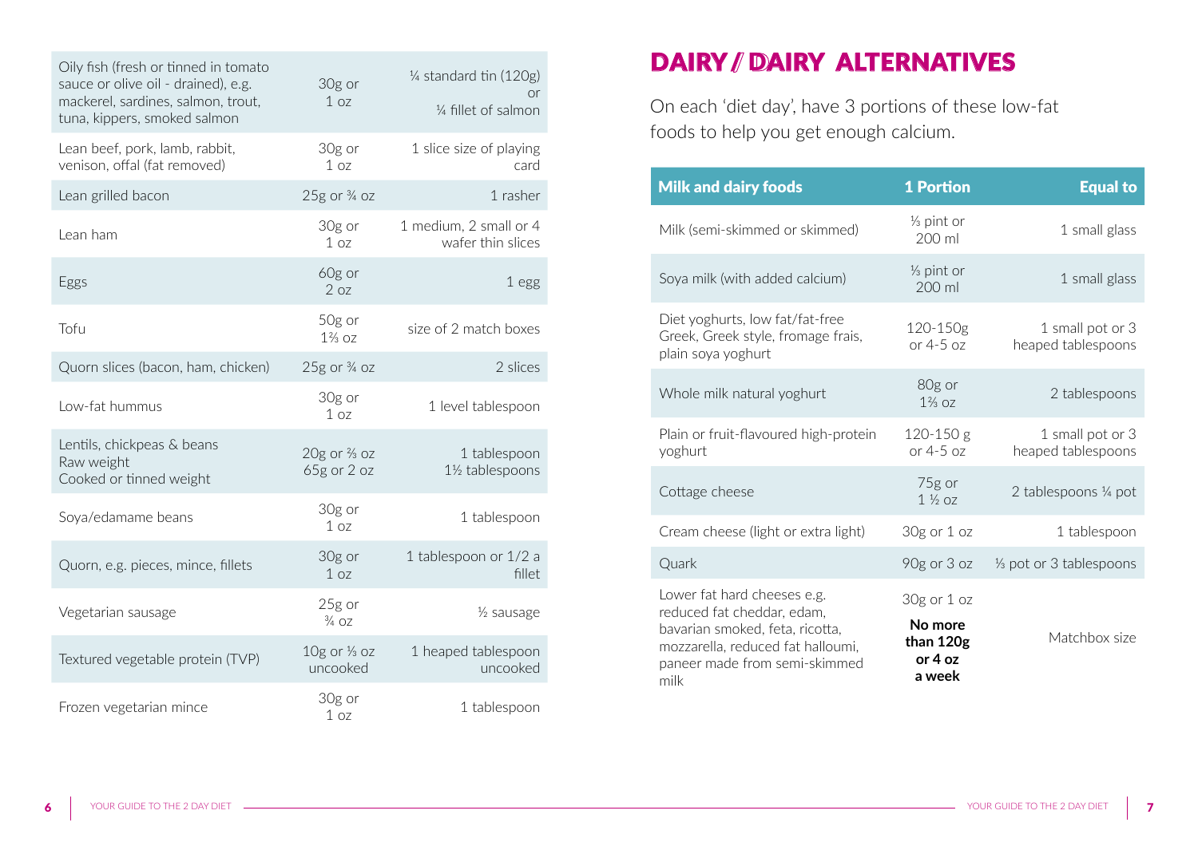| | | |
|---|---|---|
| Oily fish (fresh or tinned in tomato sauce or olive oil - drained), e.g. mackerel, sardines, salmon, trout, tuna, kippers, smoked salmon | 30g or 1 oz | ¼ standard tin (120g) or ¼ fillet of salmon |
| Lean beef, pork, lamb, rabbit, venison, offal (fat removed) | 30g or 1 oz | 1 slice size of playing card |
| Lean grilled bacon | 25g or ¾ oz | 1 rasher |
| Lean ham | 30g or 1 oz | 1 medium, 2 small or 4 wafer thin slices |
| Eggs | 60g or 2 oz | 1 egg |
| Tofu | 50g or 1⅔ oz | size of 2 match boxes |
| Quorn slices (bacon, ham, chicken) | 25g or ¾ oz | 2 slices |
| Low-fat hummus | 30g or 1 oz | 1 level tablespoon |
| Lentils, chickpeas & beans<br>Raw weight<br>Cooked or tinned weight | 20g or ⅔ oz<br>65g or 2 oz | 1 tablespoon<br>1½ tablespoons |
| Soya/edamame beans | 30g or 1 oz | 1 tablespoon |
| Quorn, e.g. pieces, mince, fillets | 30g or 1 oz | 1 tablespoon or 1/2 a fillet |
| Vegetarian sausage | 25g or ¾ oz | ½ sausage |
| Textured vegetable protein (TVP) | 10g or ⅓ oz uncooked | 1 heaped tablespoon uncooked |
| Frozen vegetarian mince | 30g or 1 oz | 1 tablespoon |

# DAIRY / DAIRY ALTERNATIVES

On each 'diet day', have 3 portions of these low-fat foods to help you get enough calcium.

| Milk and dairy foods | 1 Portion | Equal to |
|---|---|---|
| Milk (semi-skimmed or skimmed) | ⅓ pint or 200 ml | 1 small glass |
| Soya milk (with added calcium) | ⅓ pint or 200 ml | 1 small glass |
| Diet yoghurts, low fat/fat-free Greek, Greek style, fromage frais, plain soya yoghurt | 120-150g or 4-5 oz | 1 small pot or 3 heaped tablespoons |
| Whole milk natural yoghurt | 80g or 1⅔ oz | 2 tablespoons |
| Plain or fruit-flavoured high-protein yoghurt | 120-150 g or 4-5 oz | 1 small pot or 3 heaped tablespoons |
| Cottage cheese | 75g or 1 ½ oz | 2 tablespoons ¼ pot |
| Cream cheese (light or extra light) | 30g or 1 oz | 1 tablespoon |
| Quark | 90g or 3 oz | ⅓ pot or 3 tablespoons |
| Lower fat hard cheeses e.g. reduced fat cheddar, edam, bavarian smoked, feta, ricotta, mozzarella, reduced fat halloumi, paneer made from semi-skimmed milk | 30g or 1 oz<br>**No more than 120g or 4 oz a week** | Matchbox size |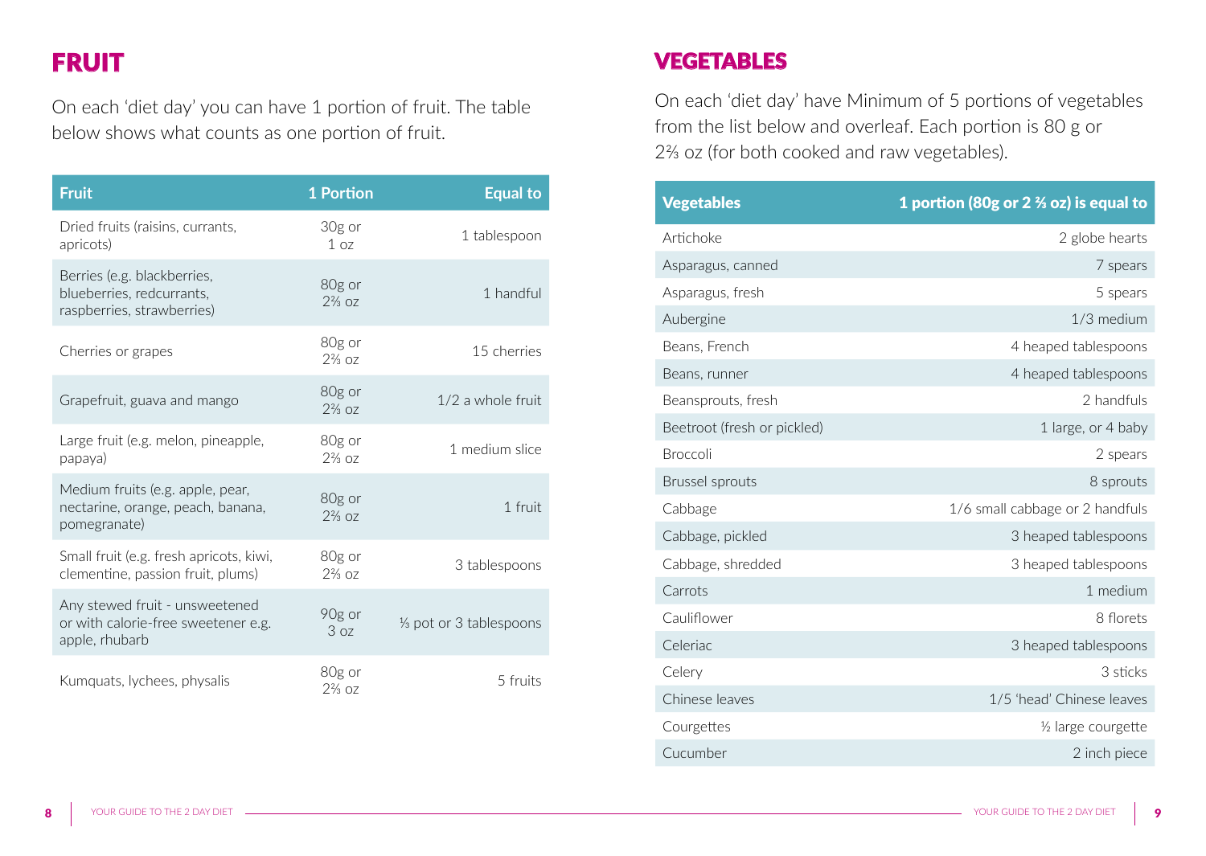## FRUIT

On each 'diet day' you can have 1 portion of fruit. The table below shows what counts as one portion of fruit.

| Fruit | 1 Portion | Equal to |
|---|---|---|
| Dried fruits (raisins, currants, apricots) | 30g or 1 oz | 1 tablespoon |
| Berries (e.g. blackberries, blueberries, redcurrants, raspberries, strawberries) | 80g or 2⅔ oz | 1 handful |
| Cherries or grapes | 80g or 2⅔ oz | 15 cherries |
| Grapefruit, guava and mango | 80g or 2⅔ oz | 1/2 a whole fruit |
| Large fruit (e.g. melon, pineapple, papaya) | 80g or 2⅔ oz | 1 medium slice |
| Medium fruits (e.g. apple, pear, nectarine, orange, peach, banana, pomegranate) | 80g or 2⅔ oz | 1 fruit |
| Small fruit (e.g. fresh apricots, kiwi, clementine, passion fruit, plums) | 80g or 2⅔ oz | 3 tablespoons |
| Any stewed fruit - unsweetened or with calorie-free sweetener e.g. apple, rhubarb | 90g or 3 oz | ⅓ pot or 3 tablespoons |
| Kumquats, lychees, physalis | 80g or 2⅔ oz | 5 fruits |

## VEGETABLES

On each 'diet day' have Minimum of 5 portions of vegetables from the list below and overleaf. Each portion is 80 g or 2⅔ oz (for both cooked and raw vegetables).

| Vegetables | 1 portion (80g or 2 ⅔ oz) is equal to |
|---|---|
| Artichoke | 2 globe hearts |
| Asparagus, canned | 7 spears |
| Asparagus, fresh | 5 spears |
| Aubergine | 1/3 medium |
| Beans, French | 4 heaped tablespoons |
| Beans, runner | 4 heaped tablespoons |
| Beansprouts, fresh | 2 handfuls |
| Beetroot (fresh or pickled) | 1 large, or 4 baby |
| Broccoli | 2 spears |
| Brussel sprouts | 8 sprouts |
| Cabbage | 1/6 small cabbage or 2 handfuls |
| Cabbage, pickled | 3 heaped tablespoons |
| Cabbage, shredded | 3 heaped tablespoons |
| Carrots | 1 medium |
| Cauliflower | 8 florets |
| Celeriac | 3 heaped tablespoons |
| Celery | 3 sticks |
| Chinese leaves | 1/5 'head' Chinese leaves |
| Courgettes | ½ large courgette |
| Cucumber | 2 inch piece |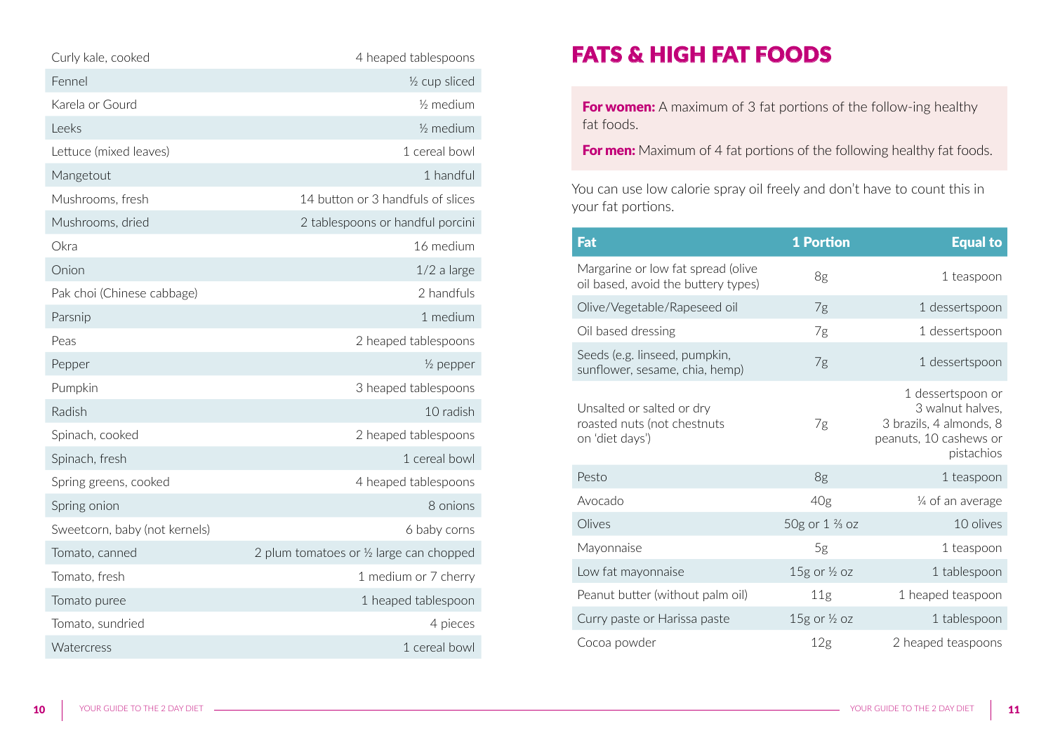| | |
|---|---|
| Curly kale, cooked | 4 heaped tablespoons |
| Fennel | ½ cup sliced |
| Karela or Gourd | ½ medium |
| Leeks | ½ medium |
| Lettuce (mixed leaves) | 1 cereal bowl |
| Mangetout | 1 handful |
| Mushrooms, fresh | 14 button or 3 handfuls of slices |
| Mushrooms, dried | 2 tablespoons or handful porcini |
| Okra | 16 medium |
| Onion | 1/2 a large |
| Pak choi (Chinese cabbage) | 2 handfuls |
| Parsnip | 1 medium |
| Peas | 2 heaped tablespoons |
| Pepper | ½ pepper |
| Pumpkin | 3 heaped tablespoons |
| Radish | 10 radish |
| Spinach, cooked | 2 heaped tablespoons |
| Spinach, fresh | 1 cereal bowl |
| Spring greens, cooked | 4 heaped tablespoons |
| Spring onion | 8 onions |
| Sweetcorn, baby (not kernels) | 6 baby corns |
| Tomato, canned | 2 plum tomatoes or ½ large can chopped |
| Tomato, fresh | 1 medium or 7 cherry |
| Tomato puree | 1 heaped tablespoon |
| Tomato, sundried | 4 pieces |
| Watercress | 1 cereal bowl |

# FATS & HIGH FAT FOODS

**For women:** A maximum of 3 fat portions of the follow-ing healthy fat foods.

**For men:** Maximum of 4 fat portions of the following healthy fat foods.

You can use low calorie spray oil freely and don't have to count this in your fat portions.

| Fat | 1 Portion | Equal to |
|---|---|---|
| Margarine or low fat spread (olive oil based, avoid the buttery types) | 8g | 1 teaspoon |
| Olive/Vegetable/Rapeseed oil | 7g | 1 dessertspoon |
| Oil based dressing | 7g | 1 dessertspoon |
| Seeds (e.g. linseed, pumpkin, sunflower, sesame, chia, hemp) | 7g | 1 dessertspoon |
| Unsalted or salted or dry roasted nuts (not chestnuts on 'diet days') | 7g | 1 dessertspoon or 3 walnut halves, 3 brazils, 4 almonds, 8 peanuts, 10 cashews or pistachios |
| Pesto | 8g | 1 teaspoon |
| Avocado | 40g | ¼ of an average |
| Olives | 50g or 1 ⅔ oz | 10 olives |
| Mayonnaise | 5g | 1 teaspoon |
| Low fat mayonnaise | 15g or ½ oz | 1 tablespoon |
| Peanut butter (without palm oil) | 11g | 1 heaped teaspoon |
| Curry paste or Harissa paste | 15g or ½ oz | 1 tablespoon |
| Cocoa powder | 12g | 2 heaped teaspoons |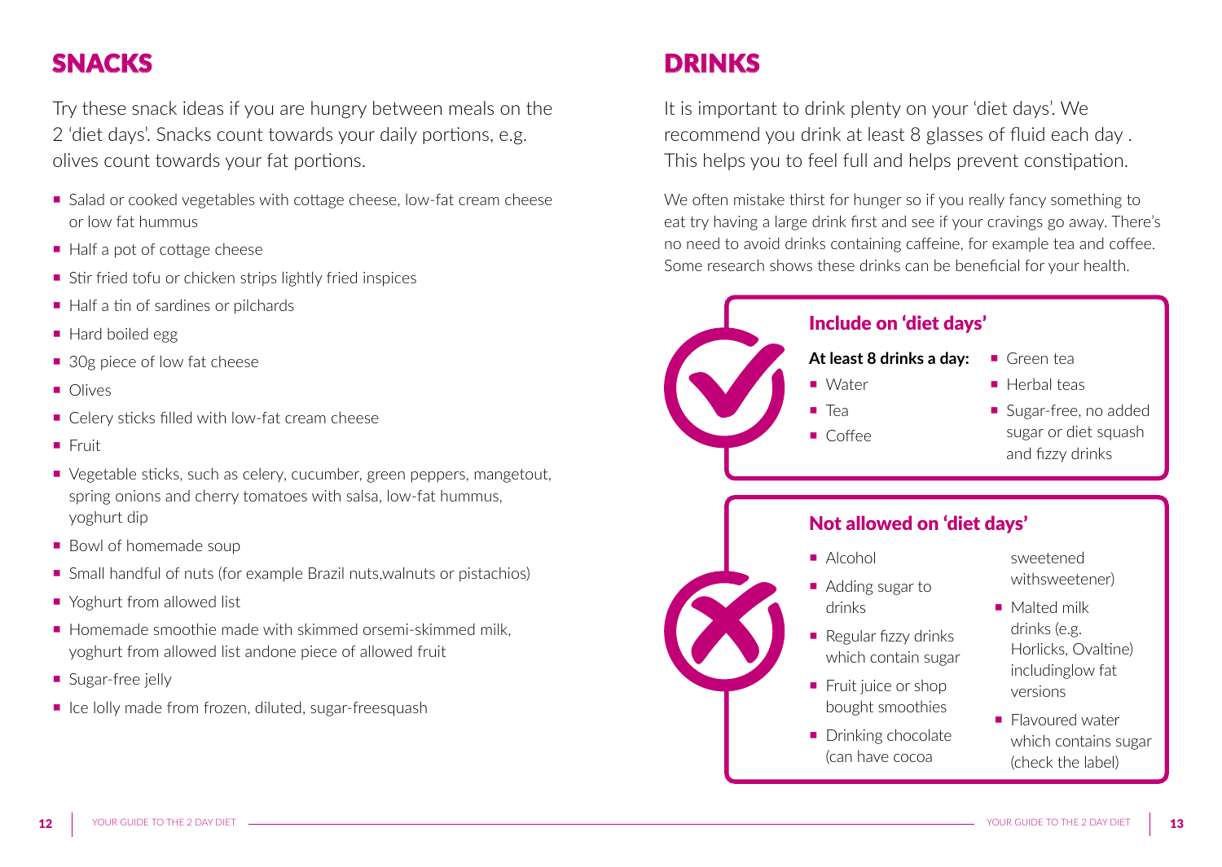## SNACKS

Try these snack ideas if you are hungry between meals on the 2 'diet days'. Snacks count towards your daily portions, e.g. olives count towards your fat portions.

- Salad or cooked vegetables with cottage cheese, low-fat cream cheese or low fat hummus
- Half a pot of cottage cheese
- Stir fried tofu or chicken strips lightly fried inspices
- Half a tin of sardines or pilchards
- Hard boiled egg
- 30g piece of low fat cheese
- Olives
- Celery sticks filled with low-fat cream cheese
- Fruit
- Vegetable sticks, such as celery, cucumber, green peppers, mangetout, spring onions and cherry tomatoes with salsa, low-fat hummus, yoghurt dip
- Bowl of homemade soup
- Small handful of nuts (for example Brazil nuts,walnuts or pistachios)
- Yoghurt from allowed list
- Homemade smoothie made with skimmed orsemi-skimmed milk, yoghurt from allowed list andone piece of allowed fruit
- Sugar-free jelly
- Ice lolly made from frozen, diluted, sugar-freesquash

## DRINKS

It is important to drink plenty on your 'diet days'. We recommend you drink at least 8 glasses of fluid each day . This helps you to feel full and helps prevent constipation.

We often mistake thirst for hunger so if you really fancy something to eat try having a large drink first and see if your cravings go away. There's no need to avoid drinks containing caffeine, for example tea and coffee. Some research shows these drinks can be beneficial for your health.

### Include on 'diet days'

**At least 8 drinks a day:**

- Water
- Tea
- Coffee
- Green tea
- Herbal teas
- Sugar-free, no added sugar or diet squash and fizzy drinks

### Not allowed on 'diet days'

- Alcohol
- Adding sugar to drinks
- Regular fizzy drinks which contain sugar
- Fruit juice or shop bought smoothies
- Drinking chocolate (can have cocoa sweetened withsweetener)
- Malted milk drinks (e.g. Horlicks, Ovaltine) includinglow fat versions
- Flavoured water which contains sugar (check the label)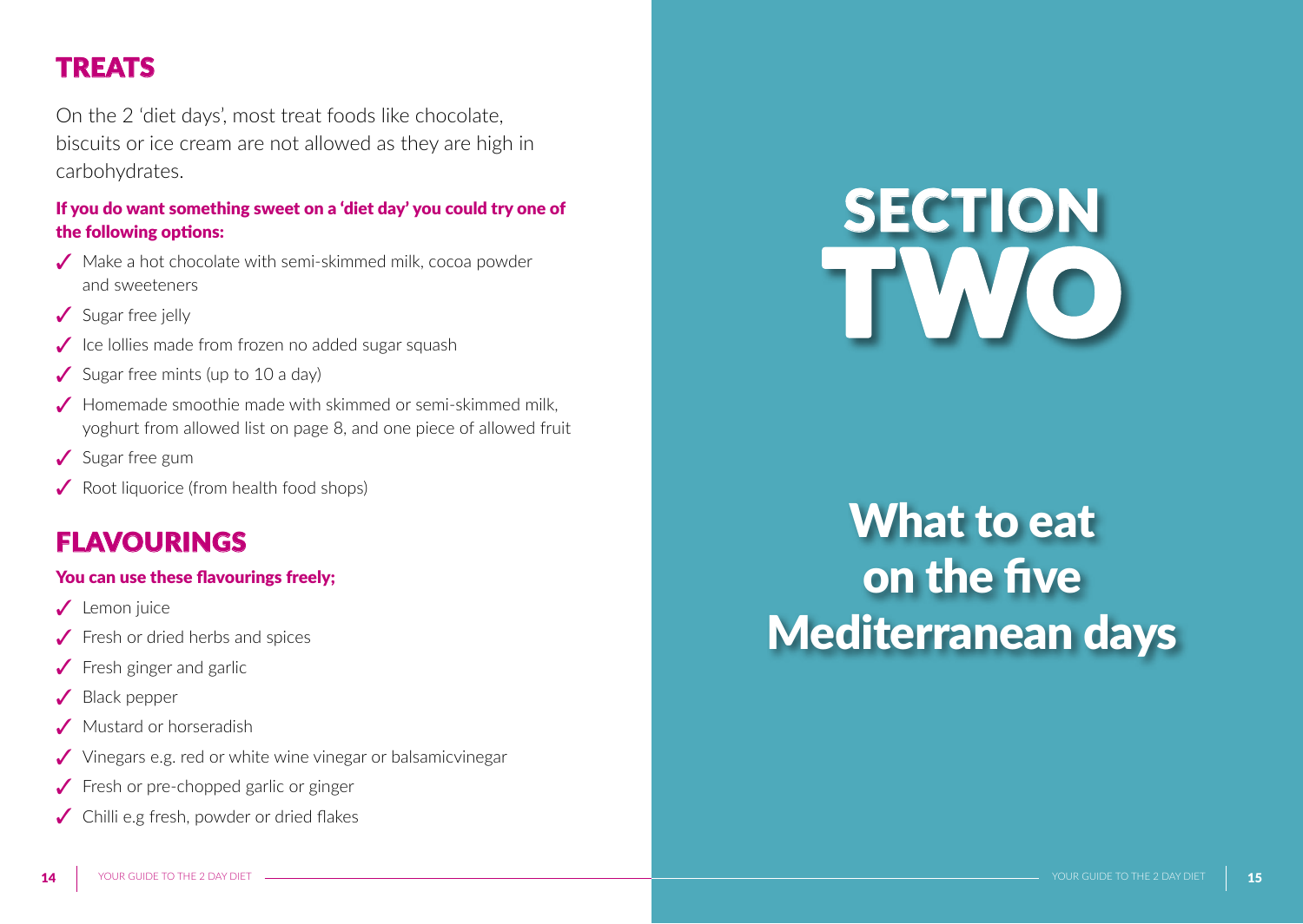## TREATS

On the 2 'diet days', most treat foods like chocolate, biscuits or ice cream are not allowed as they are high in carbohydrates.

**If you do want something sweet on a 'diet day' you could try one of the following options:**

- ✓ Make a hot chocolate with semi-skimmed milk, cocoa powder and sweeteners
- ✓ Sugar free jelly
- ✓ Ice lollies made from frozen no added sugar squash
- ✓ Sugar free mints (up to 10 a day)
- ✓ Homemade smoothie made with skimmed or semi-skimmed milk, yoghurt from allowed list on page 8, and one piece of allowed fruit
- ✓ Sugar free gum
- ✓ Root liquorice (from health food shops)

## FLAVOURINGS

**You can use these flavourings freely;**

- ✓ Lemon juice
- ✓ Fresh or dried herbs and spices
- ✓ Fresh ginger and garlic
- ✓ Black pepper
- ✓ Mustard or horseradish
- ✓ Vinegars e.g. red or white wine vinegar or balsamicvinegar
- ✓ Fresh or pre-chopped garlic or ginger
- ✓ Chilli e.g fresh, powder or dried flakes

# SECTION TWO

## What to eat on the five Mediterranean days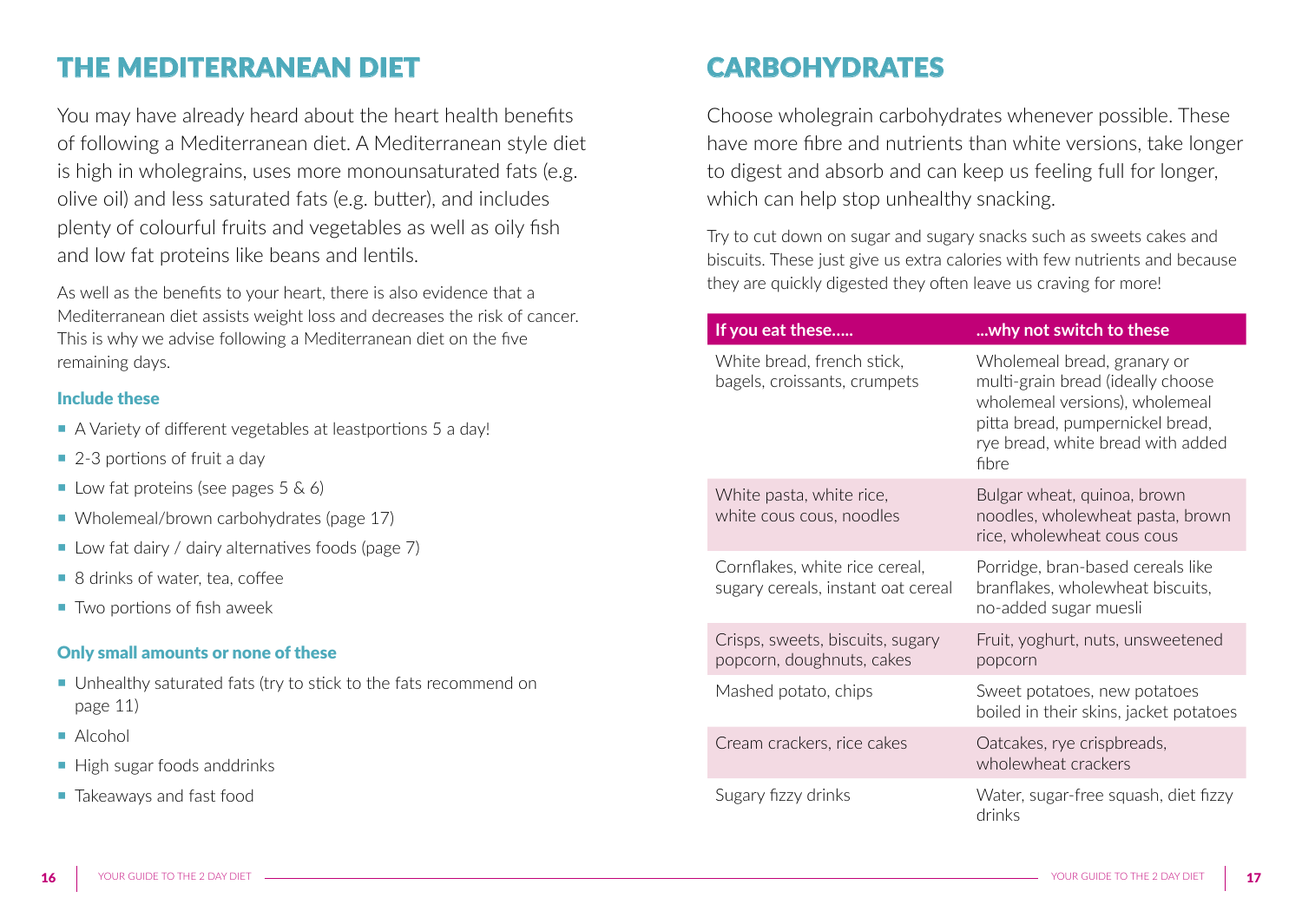# THE MEDITERRANEAN DIET

You may have already heard about the heart health benefits of following a Mediterranean diet. A Mediterranean style diet is high in wholegrains, uses more monounsaturated fats (e.g. olive oil) and less saturated fats (e.g. butter), and includes plenty of colourful fruits and vegetables as well as oily fish and low fat proteins like beans and lentils.

As well as the benefits to your heart, there is also evidence that a Mediterranean diet assists weight loss and decreases the risk of cancer. This is why we advise following a Mediterranean diet on the five remaining days.

### Include these

- A Variety of different vegetables at leastportions 5 a day!
- 2-3 portions of fruit a day
- Low fat proteins (see pages 5 & 6)
- Wholemeal/brown carbohydrates (page 17)
- Low fat dairy / dairy alternatives foods (page 7)
- 8 drinks of water, tea, coffee
- Two portions of fish aweek

### Only small amounts or none of these

- Unhealthy saturated fats (try to stick to the fats recommend on page 11)
- Alcohol
- High sugar foods anddrinks
- Takeaways and fast food

# CARBOHYDRATES

Choose wholegrain carbohydrates whenever possible. These have more fibre and nutrients than white versions, take longer to digest and absorb and can keep us feeling full for longer, which can help stop unhealthy snacking.

Try to cut down on sugar and sugary snacks such as sweets cakes and biscuits. These just give us extra calories with few nutrients and because they are quickly digested they often leave us craving for more!

| If you eat these..... | ...why not switch to these |
|---|---|
| White bread, french stick, bagels, croissants, crumpets | Wholemeal bread, granary or multi-grain bread (ideally choose wholemeal versions), wholemeal pitta bread, pumpernickel bread, rye bread, white bread with added fibre |
| White pasta, white rice, white cous cous, noodles | Bulgar wheat, quinoa, brown noodles, wholewheat pasta, brown rice, wholewheat cous cous |
| Cornflakes, white rice cereal, sugary cereals, instant oat cereal | Porridge, bran-based cereals like branflakes, wholewheat biscuits, no-added sugar muesli |
| Crisps, sweets, biscuits, sugary popcorn, doughnuts, cakes | Fruit, yoghurt, nuts, unsweetened popcorn |
| Mashed potato, chips | Sweet potatoes, new potatoes boiled in their skins, jacket potatoes |
| Cream crackers, rice cakes | Oatcakes, rye crispbreads, wholewheat crackers |
| Sugary fizzy drinks | Water, sugar-free squash, diet fizzy drinks |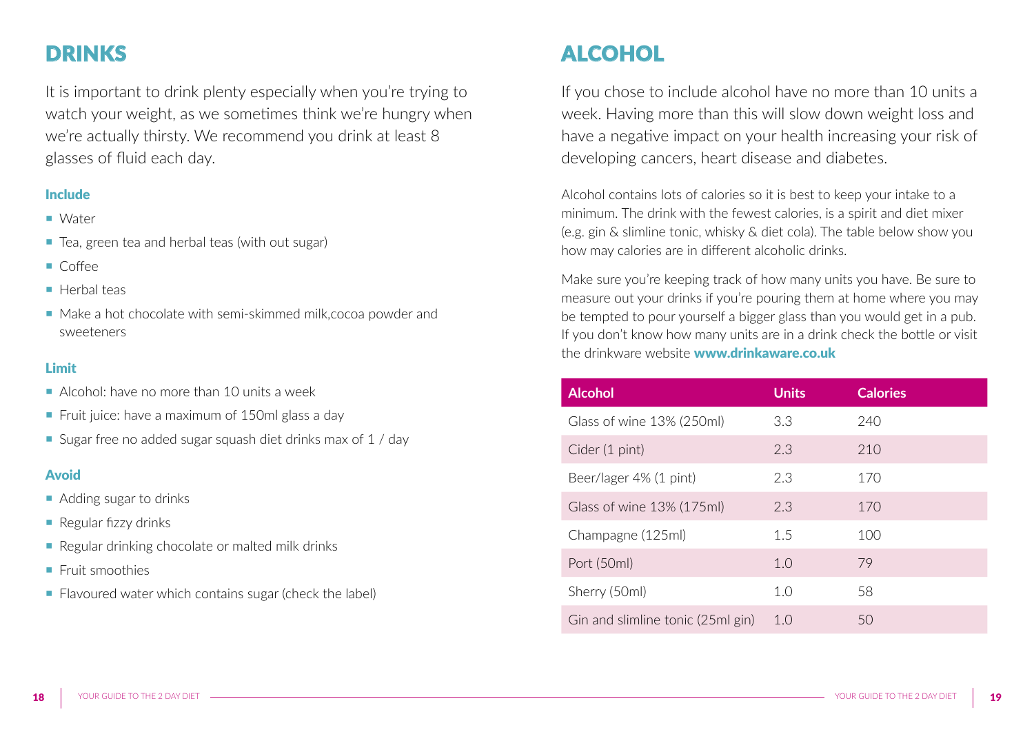## DRINKS

It is important to drink plenty especially when you're trying to watch your weight, as we sometimes think we're hungry when we're actually thirsty. We recommend you drink at least 8 glasses of fluid each day.

### Include

- Water
- Tea, green tea and herbal teas (with out sugar)
- Coffee
- Herbal teas
- Make a hot chocolate with semi-skimmed milk,cocoa powder and sweeteners

### Limit

- Alcohol: have no more than 10 units a week
- Fruit juice: have a maximum of 150ml glass a day
- Sugar free no added sugar squash diet drinks max of 1 / day

### Avoid

- Adding sugar to drinks
- Regular fizzy drinks
- Regular drinking chocolate or malted milk drinks
- Fruit smoothies
- Flavoured water which contains sugar (check the label)

## ALCOHOL

If you chose to include alcohol have no more than 10 units a week. Having more than this will slow down weight loss and have a negative impact on your health increasing your risk of developing cancers, heart disease and diabetes.

Alcohol contains lots of calories so it is best to keep your intake to a minimum. The drink with the fewest calories, is a spirit and diet mixer (e.g. gin & slimline tonic, whisky & diet cola). The table below show you how may calories are in different alcoholic drinks.

Make sure you're keeping track of how many units you have. Be sure to measure out your drinks if you're pouring them at home where you may be tempted to pour yourself a bigger glass than you would get in a pub. If you don't know how many units are in a drink check the bottle or visit the drinkware website **www.drinkaware.co.uk**

| Alcohol | Units | Calories |
|---|---|---|
| Glass of wine 13% (250ml) | 3.3 | 240 |
| Cider (1 pint) | 2.3 | 210 |
| Beer/lager 4% (1 pint) | 2.3 | 170 |
| Glass of wine 13% (175ml) | 2.3 | 170 |
| Champagne (125ml) | 1.5 | 100 |
| Port (50ml) | 1.0 | 79 |
| Sherry (50ml) | 1.0 | 58 |
| Gin and slimline tonic (25ml gin) | 1.0 | 50 |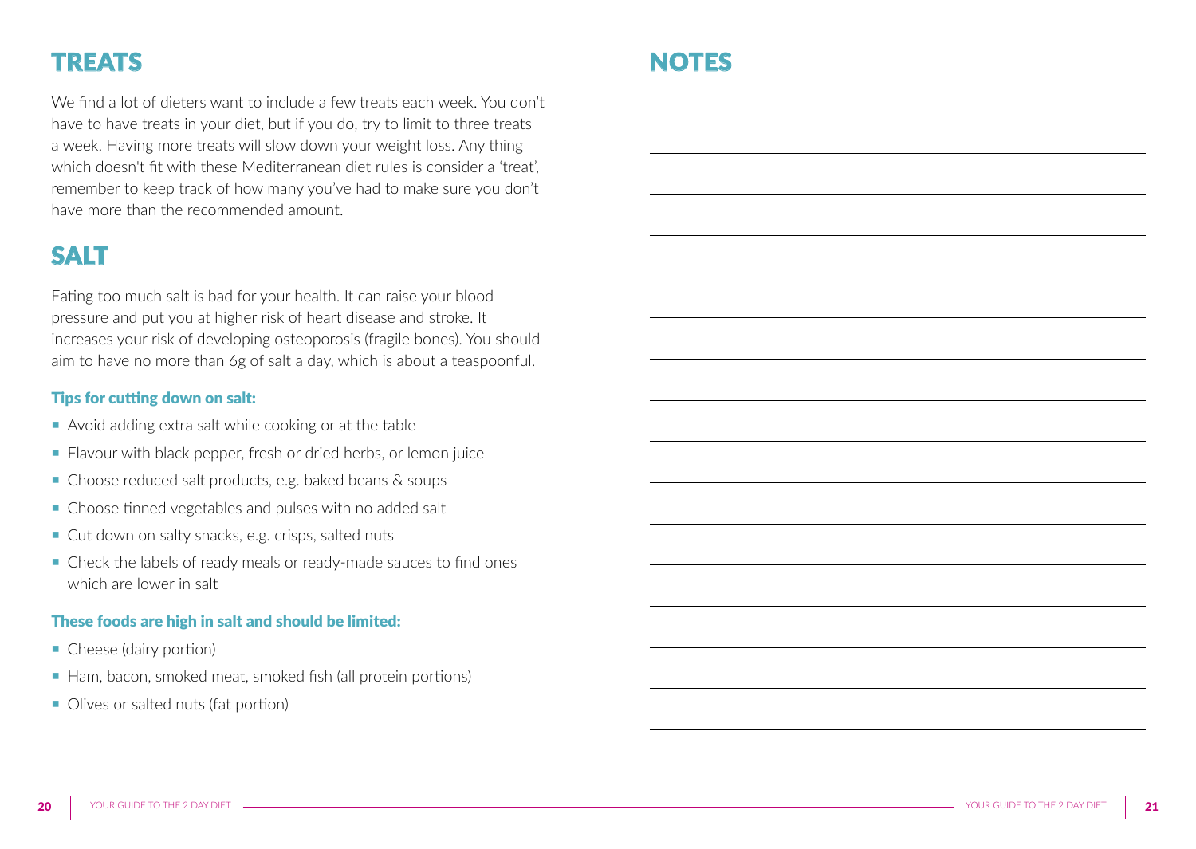## TREATS

We find a lot of dieters want to include a few treats each week. You don't have to have treats in your diet, but if you do, try to limit to three treats a week. Having more treats will slow down your weight loss. Any thing which doesn't fit with these Mediterranean diet rules is consider a 'treat', remember to keep track of how many you've had to make sure you don't have more than the recommended amount.

## SALT

Eating too much salt is bad for your health. It can raise your blood pressure and put you at higher risk of heart disease and stroke. It increases your risk of developing osteoporosis (fragile bones). You should aim to have no more than 6g of salt a day, which is about a teaspoonful.

### Tips for cutting down on salt:

- Avoid adding extra salt while cooking or at the table
- Flavour with black pepper, fresh or dried herbs, or lemon juice
- Choose reduced salt products, e.g. baked beans & soups
- Choose tinned vegetables and pulses with no added salt
- Cut down on salty snacks, e.g. crisps, salted nuts
- Check the labels of ready meals or ready-made sauces to find ones which are lower in salt

### These foods are high in salt and should be limited:

- Cheese (dairy portion)
- Ham, bacon, smoked meat, smoked fish (all protein portions)
- Olives or salted nuts (fat portion)

## NOTES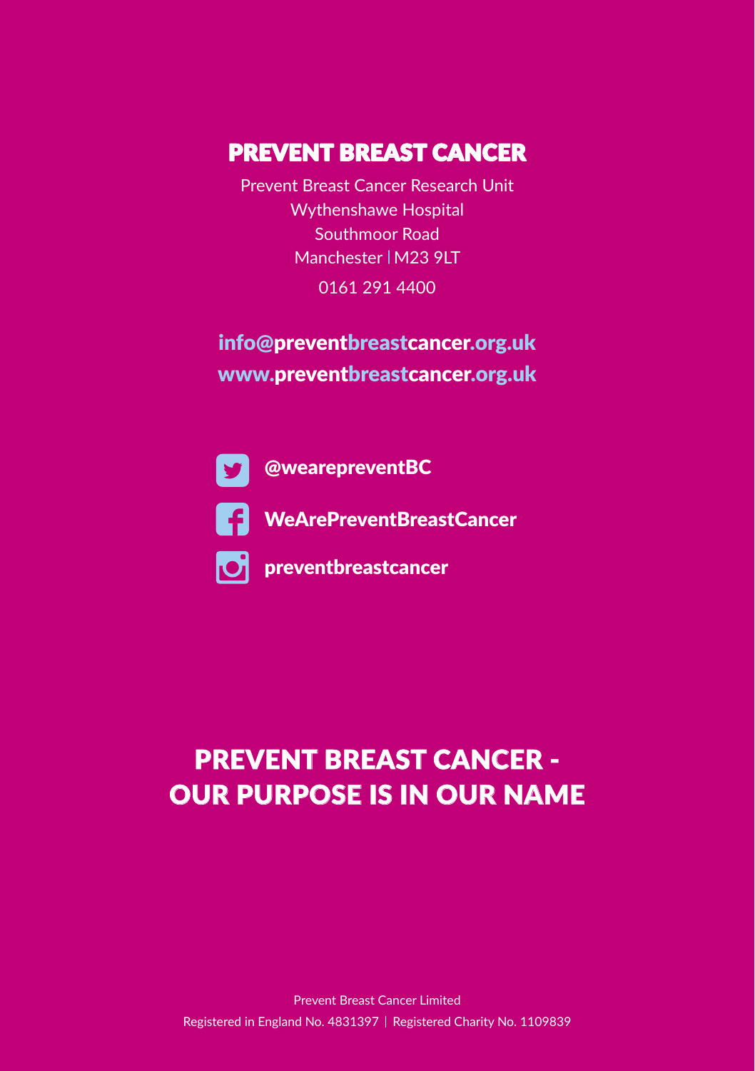## PREVENT BREAST CANCER

Prevent Breast Cancer Research Unit
Wythenshawe Hospital
Southmoor Road
Manchester | M23 9LT

0161 291 4400

**info@preventbreastcancer.org.uk**
**www.preventbreastcancer.org.uk**

**@wearepreventBC**

**WeArePreventBreastCancer**

**preventbreastcancer**

## PREVENT BREAST CANCER - OUR PURPOSE IS IN OUR NAME

Prevent Breast Cancer Limited
Registered in England No. 4831397 | Registered Charity No. 1109839